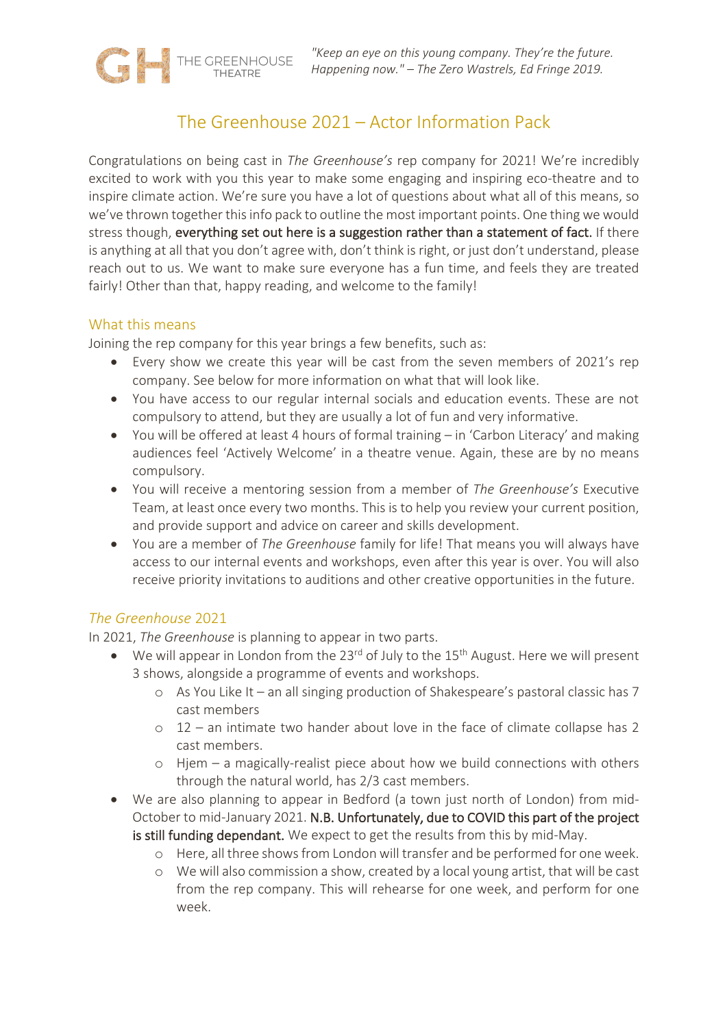THE GREENHOUSE THEATRE

*"Keep an eye on this young company. They're the future. Happening now." – The Zero Wastrels, Ed Fringe 2019.*

# The Greenhouse 2021 – Actor Information Pack

Congratulations on being cast in *The Greenhouse's* rep company for 2021! We're incredibly excited to work with you this year to make some engaging and inspiring eco-theatre and to inspire climate action. We're sure you have a lot of questions about what all of this means, so we've thrown together this info pack to outline the most important points. One thing we would stress though, **everything set out here is a suggestion rather than a statement of fact.** If there is anything at all that you don't agree with, don't think is right, or just don't understand, please reach out to us. We want to make sure everyone has a fun time, and feels they are treated fairly! Other than that, happy reading, and welcome to the family!

## What this means

Joining the rep company for this year brings a few benefits, such as:

- Every show we create this year will be cast from the seven members of 2021's rep company. See below for more information on what that will look like.
- You have access to our regular internal socials and education events. These are not compulsory to attend, but they are usually a lot of fun and very informative.
- You will be offered at least 4 hours of formal training – in 'Carbon Literacy' and making audiences feel 'Actively Welcome' in a theatre venue. Again, these are by no means compulsory.
- You will receive a mentoring session from a member of *The Greenhouse's* Executive Team, at least once every two months. This is to help you review your current position, and provide support and advice on career and skills development.
- You are a member of *The Greenhouse* family for life! That means you will always have access to our internal events and workshops, even after this year is over. You will also receive priority invitations to auditions and other creative opportunities in the future.

## *The Greenhouse* 2021

In 2021, *The Greenhouse* is planning to appear in two parts.

- We will appear in London from the 23rd of July to the 15th August. Here we will present 3 shows, alongside a programme of events and workshops.
  - As You Like It – an all singing production of Shakespeare's pastoral classic has 7 cast members
  - 12 – an intimate two hander about love in the face of climate collapse has 2 cast members.
  - Hjem – a magically-realist piece about how we build connections with others through the natural world, has 2/3 cast members.
- We are also planning to appear in Bedford (a town just north of London) from mid-October to mid-January 2021. **N.B. Unfortunately, due to COVID this part of the project is still funding dependant.** We expect to get the results from this by mid-May.
  - Here, all three shows from London will transfer and be performed for one week.
  - We will also commission a show, created by a local young artist, that will be cast from the rep company. This will rehearse for one week, and perform for one week.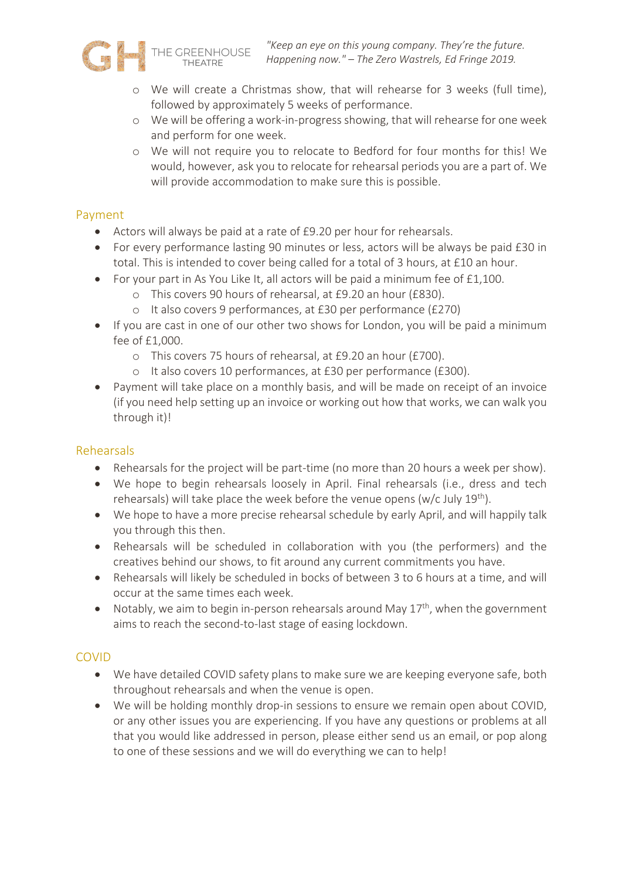- We will create a Christmas show, that will rehearse for 3 weeks (full time), followed by approximately 5 weeks of performance.
- We will be offering a work-in-progress showing, that will rehearse for one week and perform for one week.
- We will not require you to relocate to Bedford for four months for this! We would, however, ask you to relocate for rehearsal periods you are a part of. We will provide accommodation to make sure this is possible.

## Payment

- Actors will always be paid at a rate of £9.20 per hour for rehearsals.
- For every performance lasting 90 minutes or less, actors will be always be paid £30 in total. This is intended to cover being called for a total of 3 hours, at £10 an hour.
- For your part in As You Like It, all actors will be paid a minimum fee of £1,100.
  - This covers 90 hours of rehearsal, at £9.20 an hour (£830).
  - It also covers 9 performances, at £30 per performance (£270)
- If you are cast in one of our other two shows for London, you will be paid a minimum fee of £1,000.
  - This covers 75 hours of rehearsal, at £9.20 an hour (£700).
  - It also covers 10 performances, at £30 per performance (£300).
- Payment will take place on a monthly basis, and will be made on receipt of an invoice (if you need help setting up an invoice or working out how that works, we can walk you through it)!

## Rehearsals

- Rehearsals for the project will be part-time (no more than 20 hours a week per show).
- We hope to begin rehearsals loosely in April. Final rehearsals (i.e., dress and tech rehearsals) will take place the week before the venue opens (w/c July 19th).
- We hope to have a more precise rehearsal schedule by early April, and will happily talk you through this then.
- Rehearsals will be scheduled in collaboration with you (the performers) and the creatives behind our shows, to fit around any current commitments you have.
- Rehearsals will likely be scheduled in bocks of between 3 to 6 hours at a time, and will occur at the same times each week.
- Notably, we aim to begin in-person rehearsals around May 17th, when the government aims to reach the second-to-last stage of easing lockdown.

## COVID

- We have detailed COVID safety plans to make sure we are keeping everyone safe, both throughout rehearsals and when the venue is open.
- We will be holding monthly drop-in sessions to ensure we remain open about COVID, or any other issues you are experiencing. If you have any questions or problems at all that you would like addressed in person, please either send us an email, or pop along to one of these sessions and we will do everything we can to help!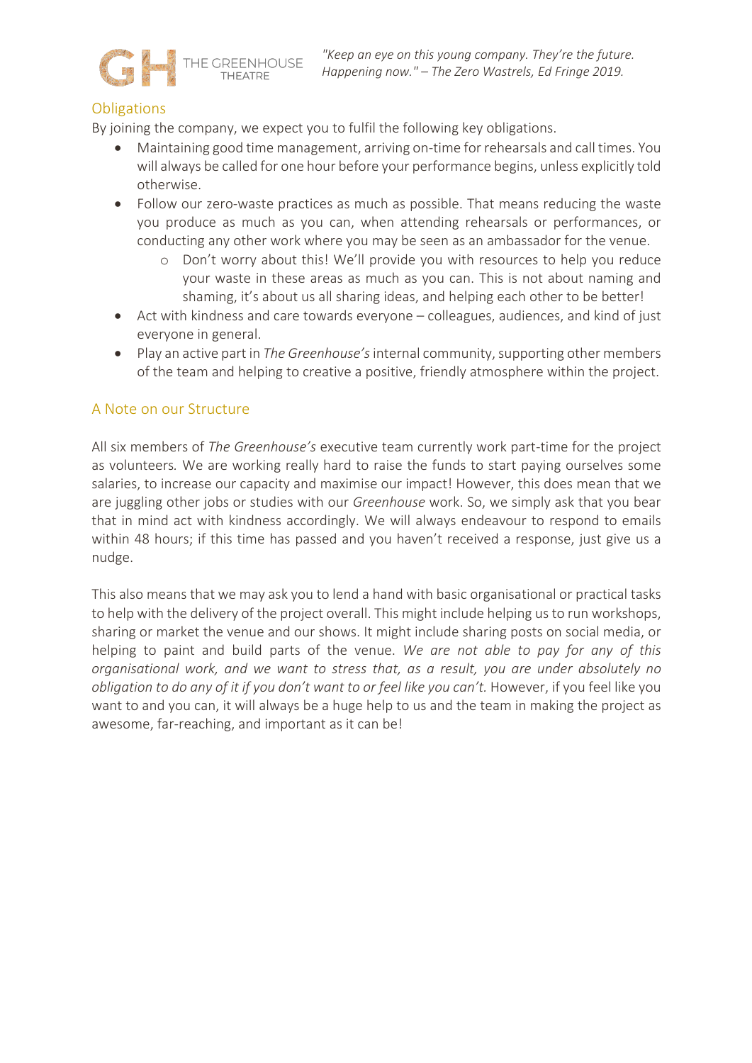## Obligations

By joining the company, we expect you to fulfil the following key obligations.

- Maintaining good time management, arriving on-time for rehearsals and call times. You will always be called for one hour before your performance begins, unless explicitly told otherwise.
- Follow our zero-waste practices as much as possible. That means reducing the waste you produce as much as you can, when attending rehearsals or performances, or conducting any other work where you may be seen as an ambassador for the venue.
    - Don't worry about this! We'll provide you with resources to help you reduce your waste in these areas as much as you can. This is not about naming and shaming, it's about us all sharing ideas, and helping each other to be better!
- Act with kindness and care towards everyone – colleagues, audiences, and kind of just everyone in general.
- Play an active part in *The Greenhouse's* internal community, supporting other members of the team and helping to creative a positive, friendly atmosphere within the project.

## A Note on our Structure

All six members of *The Greenhouse's* executive team currently work part-time for the project as volunteers. We are working really hard to raise the funds to start paying ourselves some salaries, to increase our capacity and maximise our impact! However, this does mean that we are juggling other jobs or studies with our *Greenhouse* work. So, we simply ask that you bear that in mind act with kindness accordingly. We will always endeavour to respond to emails within 48 hours; if this time has passed and you haven't received a response, just give us a nudge.

This also means that we may ask you to lend a hand with basic organisational or practical tasks to help with the delivery of the project overall. This might include helping us to run workshops, sharing or market the venue and our shows. It might include sharing posts on social media, or helping to paint and build parts of the venue. *We are not able to pay for any of this organisational work, and we want to stress that, as a result, you are under absolutely no obligation to do any of it if you don't want to or feel like you can't.* However, if you feel like you want to and you can, it will always be a huge help to us and the team in making the project as awesome, far-reaching, and important as it can be!